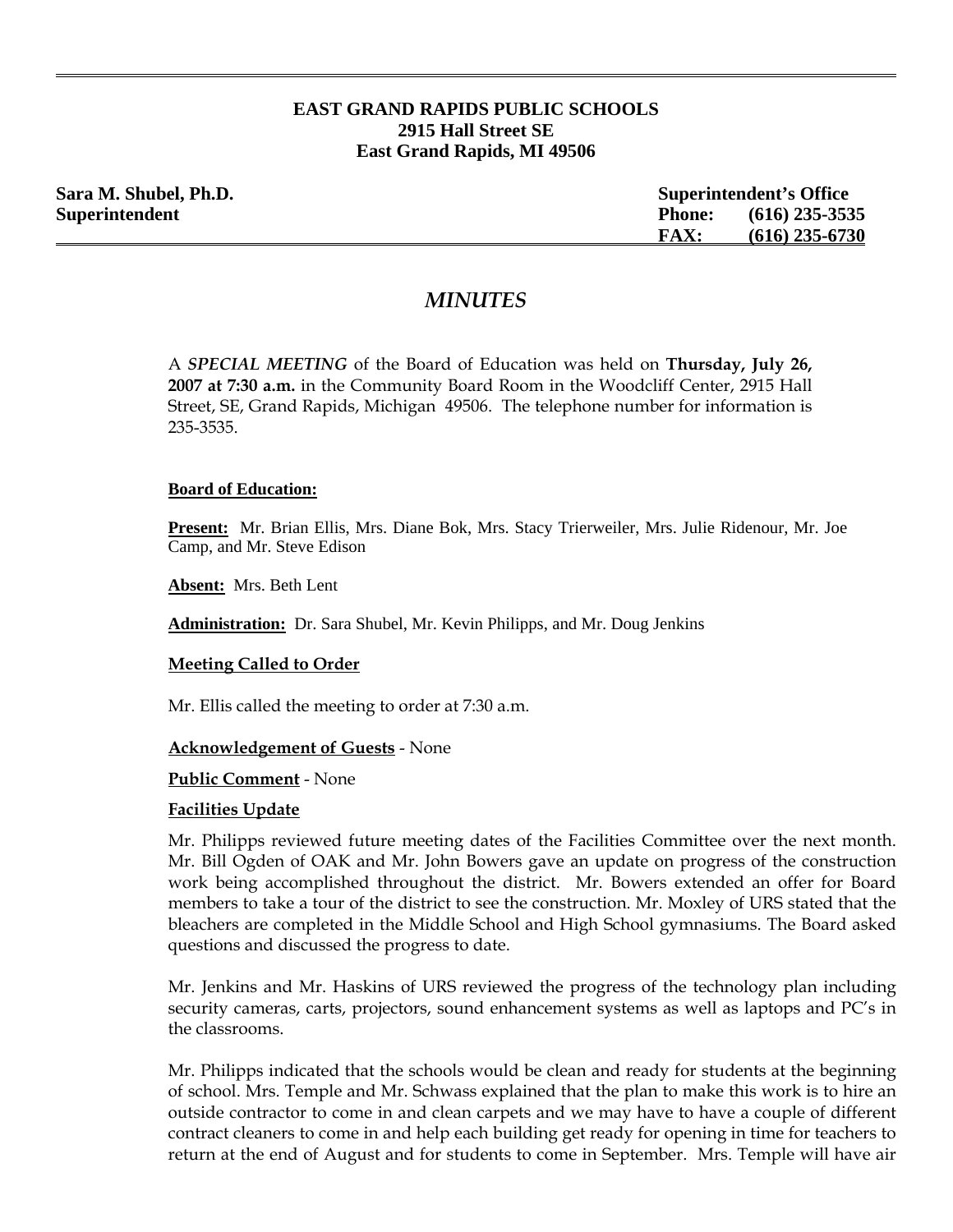**EAST GRAND RAPIDS PUBLIC SCHOOLS**
**2915 Hall Street SE**
**East Grand Rapids, MI 49506**

**Sara M. Shubel, Ph.D.**
**Superintendent**

**Superintendent's Office**
**Phone: (616) 235-3535**
**FAX: (616) 235-6730**

# *MINUTES*

A ***SPECIAL MEETING*** of the Board of Education was held on **Thursday, July 26, 2007 at 7:30 a.m.** in the Community Board Room in the Woodcliff Center, 2915 Hall Street, SE, Grand Rapids, Michigan 49506. The telephone number for information is 235-3535.

**Board of Education:**

**Present:** Mr. Brian Ellis, Mrs. Diane Bok, Mrs. Stacy Trierweiler, Mrs. Julie Ridenour, Mr. Joe Camp, and Mr. Steve Edison

**Absent:** Mrs. Beth Lent

**Administration:** Dr. Sara Shubel, Mr. Kevin Philipps, and Mr. Doug Jenkins

**Meeting Called to Order**

Mr. Ellis called the meeting to order at 7:30 a.m.

**Acknowledgement of Guests** - None

**Public Comment** - None

**Facilities Update**

Mr. Philipps reviewed future meeting dates of the Facilities Committee over the next month. Mr. Bill Ogden of OAK and Mr. John Bowers gave an update on progress of the construction work being accomplished throughout the district. Mr. Bowers extended an offer for Board members to take a tour of the district to see the construction. Mr. Moxley of URS stated that the bleachers are completed in the Middle School and High School gymnasiums. The Board asked questions and discussed the progress to date.

Mr. Jenkins and Mr. Haskins of URS reviewed the progress of the technology plan including security cameras, carts, projectors, sound enhancement systems as well as laptops and PC's in the classrooms.

Mr. Philipps indicated that the schools would be clean and ready for students at the beginning of school. Mrs. Temple and Mr. Schwass explained that the plan to make this work is to hire an outside contractor to come in and clean carpets and we may have to have a couple of different contract cleaners to come in and help each building get ready for opening in time for teachers to return at the end of August and for students to come in September. Mrs. Temple will have air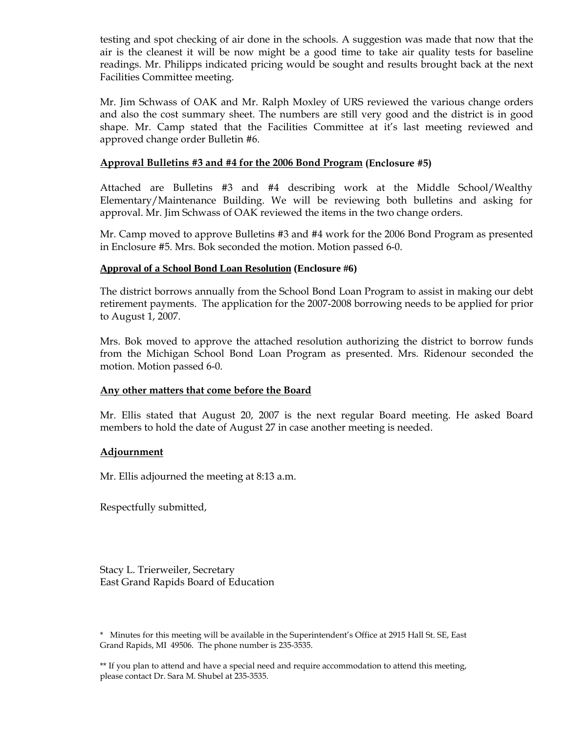testing and spot checking of air done in the schools. A suggestion was made that now that the air is the cleanest it will be now might be a good time to take air quality tests for baseline readings. Mr. Philipps indicated pricing would be sought and results brought back at the next Facilities Committee meeting.

Mr. Jim Schwass of OAK and Mr. Ralph Moxley of URS reviewed the various change orders and also the cost summary sheet. The numbers are still very good and the district is in good shape. Mr. Camp stated that the Facilities Committee at it's last meeting reviewed and approved change order Bulletin #6.

**<u>Approval Bulletins #3 and #4 for the 2006 Bond Program</u> (Enclosure #5)**

Attached are Bulletins #3 and #4 describing work at the Middle School/Wealthy Elementary/Maintenance Building. We will be reviewing both bulletins and asking for approval. Mr. Jim Schwass of OAK reviewed the items in the two change orders.

Mr. Camp moved to approve Bulletins #3 and #4 work for the 2006 Bond Program as presented in Enclosure #5. Mrs. Bok seconded the motion. Motion passed 6-0.

**<u>Approval of a School Bond Loan Resolution</u> (Enclosure #6)**

The district borrows annually from the School Bond Loan Program to assist in making our debt retirement payments. The application for the 2007-2008 borrowing needs to be applied for prior to August 1, 2007.

Mrs. Bok moved to approve the attached resolution authorizing the district to borrow funds from the Michigan School Bond Loan Program as presented. Mrs. Ridenour seconded the motion. Motion passed 6-0.

**<u>Any other matters that come before the Board</u>**

Mr. Ellis stated that August 20, 2007 is the next regular Board meeting. He asked Board members to hold the date of August 27 in case another meeting is needed.

**<u>Adjournment</u>**

Mr. Ellis adjourned the meeting at 8:13 a.m.

Respectfully submitted,

Stacy L. Trierweiler, Secretary
East Grand Rapids Board of Education

\* Minutes for this meeting will be available in the Superintendent's Office at 2915 Hall St. SE, East Grand Rapids, MI 49506. The phone number is 235-3535.

\*\* If you plan to attend and have a special need and require accommodation to attend this meeting, please contact Dr. Sara M. Shubel at 235-3535.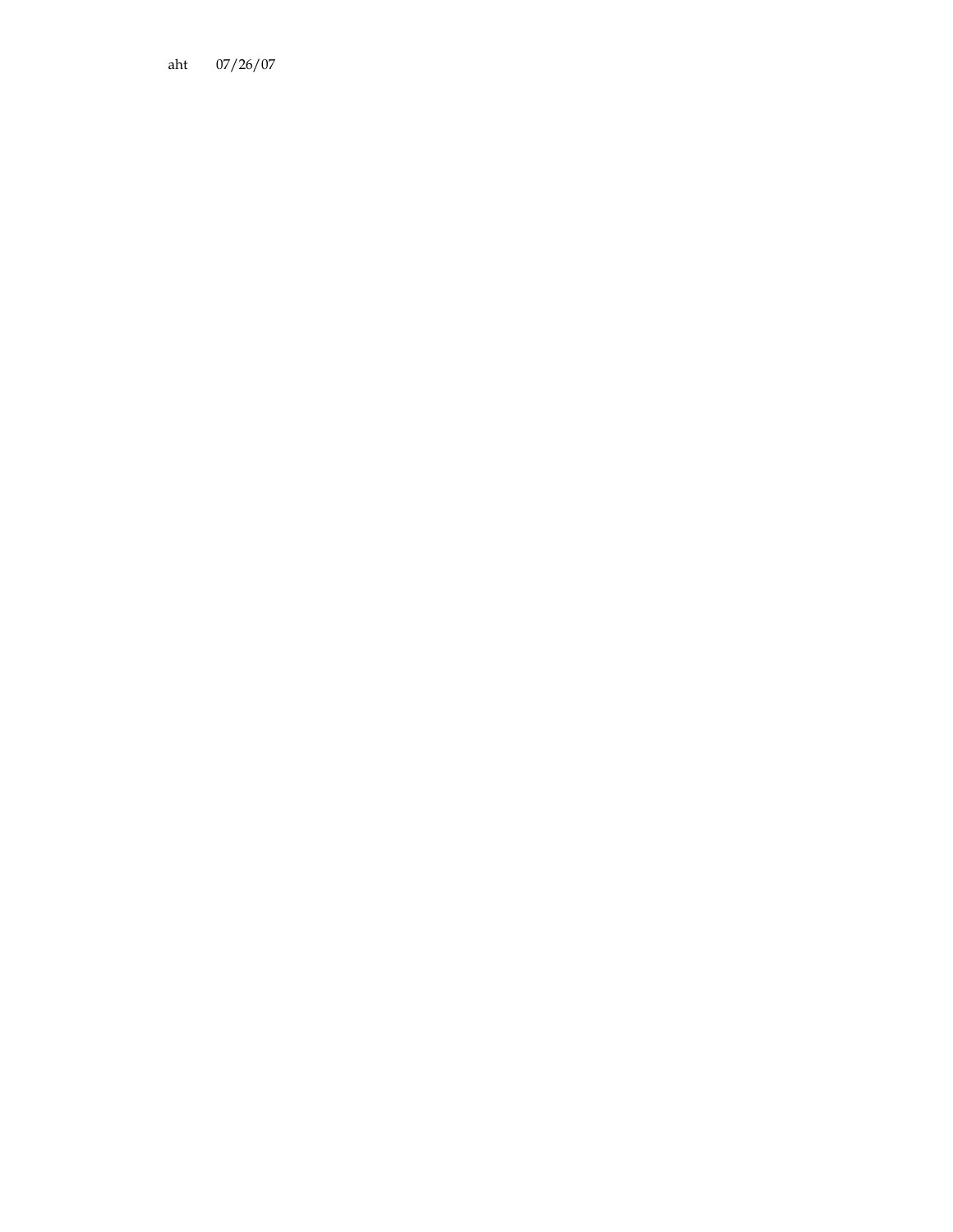aht 07/26/07